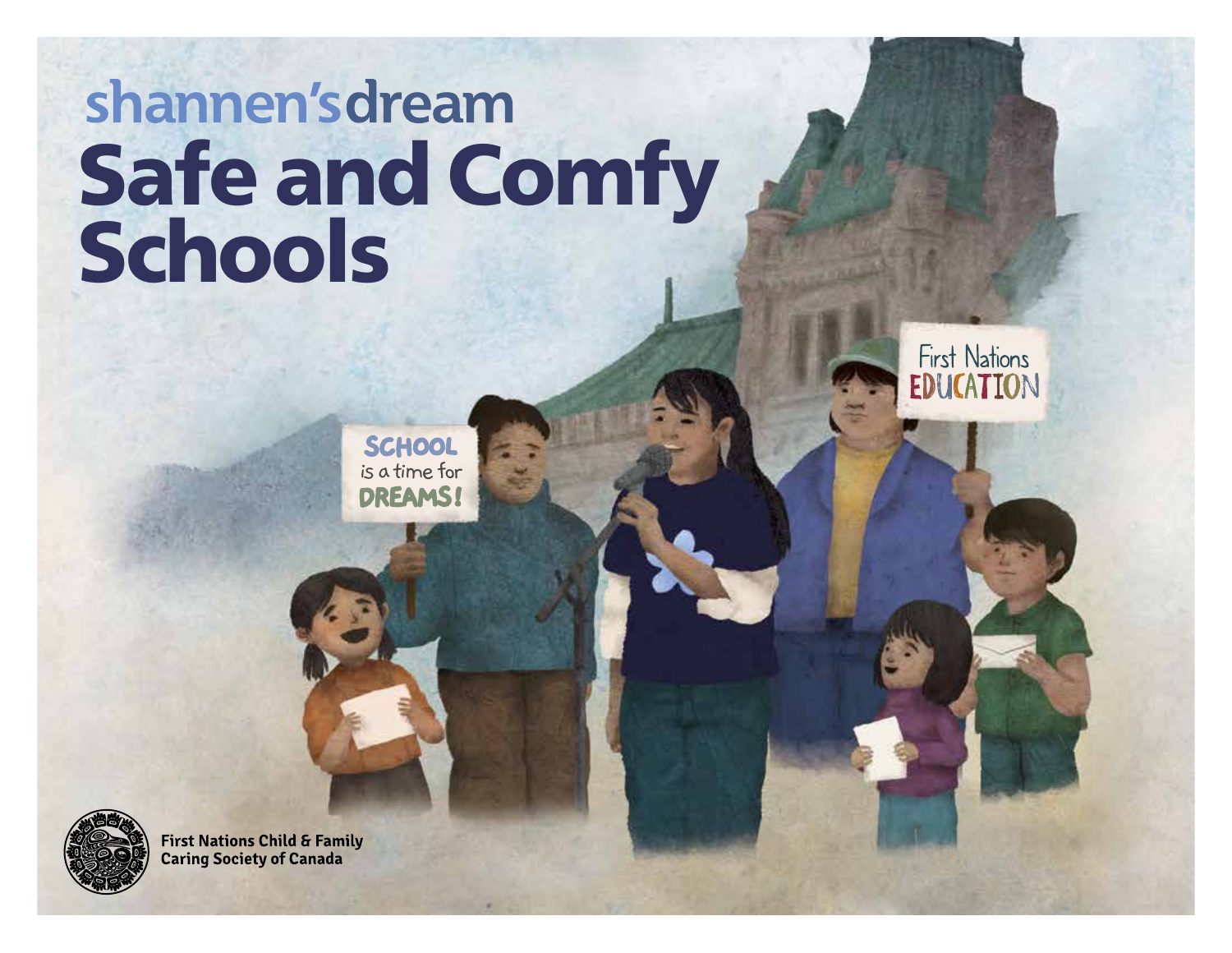shannen's dream

# Safe and Comfy Schools

First Nations Child & Family Caring Society of Canada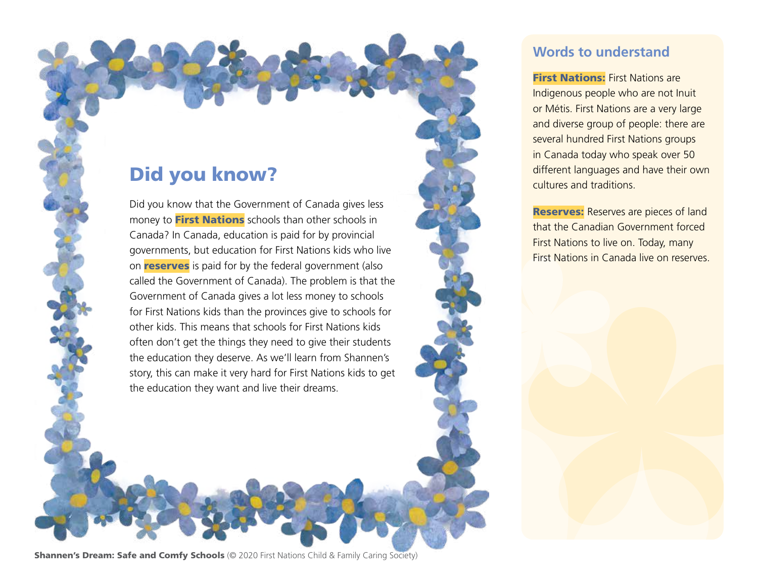## Did you know?

Did you know that the Government of Canada gives less money to **First Nations** schools than other schools in Canada? In Canada, education is paid for by provincial governments, but education for First Nations kids who live on **reserves** is paid for by the federal government (also called the Government of Canada). The problem is that the Government of Canada gives a lot less money to schools for First Nations kids than the provinces give to schools for other kids. This means that schools for First Nations kids often don't get the things they need to give their students the education they deserve. As we'll learn from Shannen's story, this can make it very hard for First Nations kids to get the education they want and live their dreams.

### Words to understand

**First Nations:** First Nations are Indigenous people who are not Inuit or Métis. First Nations are a very large and diverse group of people: there are several hundred First Nations groups in Canada today who speak over 50 different languages and have their own cultures and traditions.

**Reserves:** Reserves are pieces of land that the Canadian Government forced First Nations to live on. Today, many First Nations in Canada live on reserves.

**Shannen's Dream: Safe and Comfy Schools** (© 2020 First Nations Child & Family Caring Society)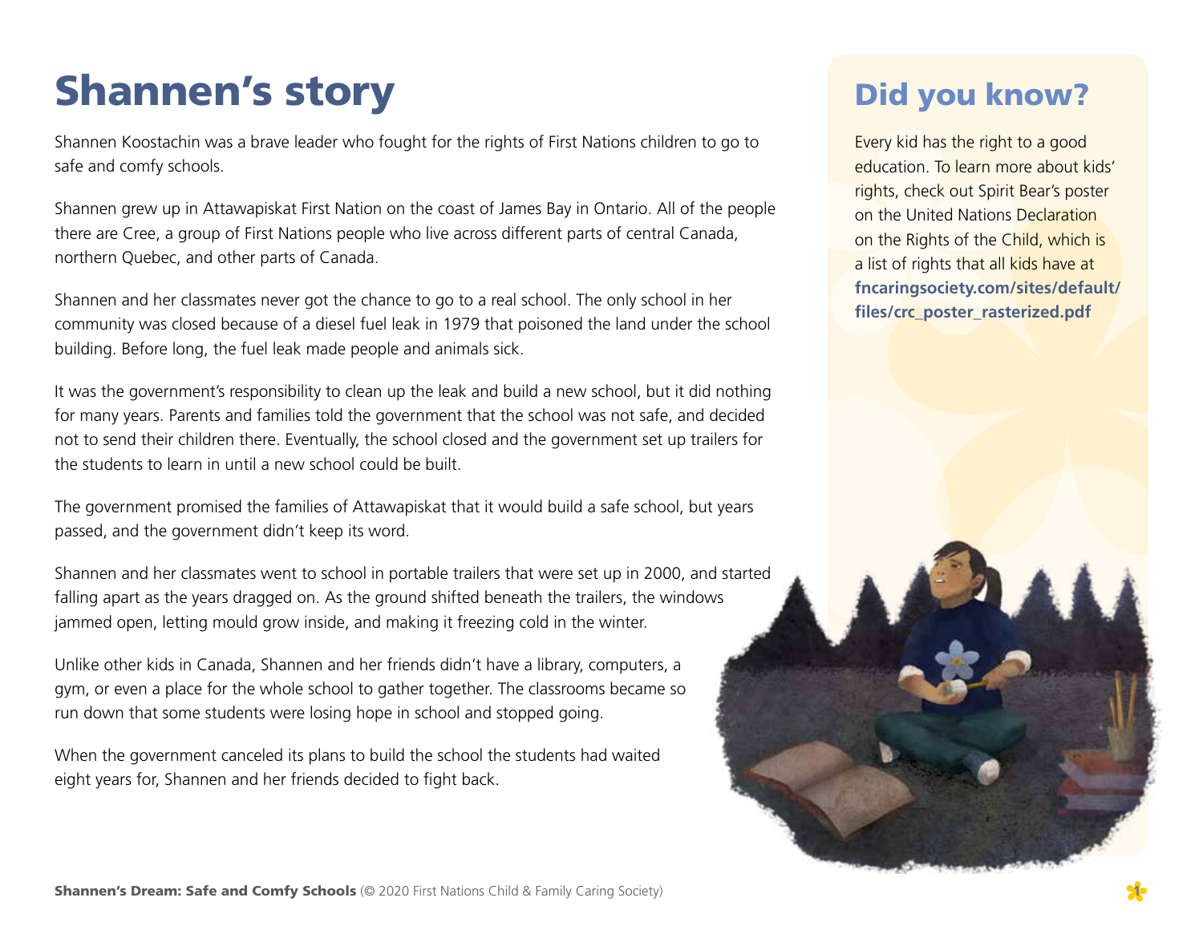# Shannen's story

Shannen Koostachin was a brave leader who fought for the rights of First Nations children to go to safe and comfy schools.

Shannen grew up in Attawapiskat First Nation on the coast of James Bay in Ontario. All of the people there are Cree, a group of First Nations people who live across different parts of central Canada, northern Quebec, and other parts of Canada.

Shannen and her classmates never got the chance to go to a real school. The only school in her community was closed because of a diesel fuel leak in 1979 that poisoned the land under the school building. Before long, the fuel leak made people and animals sick.

It was the government's responsibility to clean up the leak and build a new school, but it did nothing for many years. Parents and families told the government that the school was not safe, and decided not to send their children there. Eventually, the school closed and the government set up trailers for the students to learn in until a new school could be built.

The government promised the families of Attawapiskat that it would build a safe school, but years passed, and the government didn't keep its word.

Shannen and her classmates went to school in portable trailers that were set up in 2000, and started falling apart as the years dragged on. As the ground shifted beneath the trailers, the windows jammed open, letting mould grow inside, and making it freezing cold in the winter.

Unlike other kids in Canada, Shannen and her friends didn't have a library, computers, a gym, or even a place for the whole school to gather together. The classrooms became so run down that some students were losing hope in school and stopped going.

When the government canceled its plans to build the school the students had waited eight years for, Shannen and her friends decided to fight back.

## Did you know?

Every kid has the right to a good education. To learn more about kids' rights, check out Spirit Bear's poster on the United Nations Declaration on the Rights of the Child, which is a list of rights that all kids have at **fncaringsociety.com/sites/default/files/crc_poster_rasterized.pdf**

**Shannen's Dream: Safe and Comfy Schools** (© 2020 First Nations Child & Family Caring Society)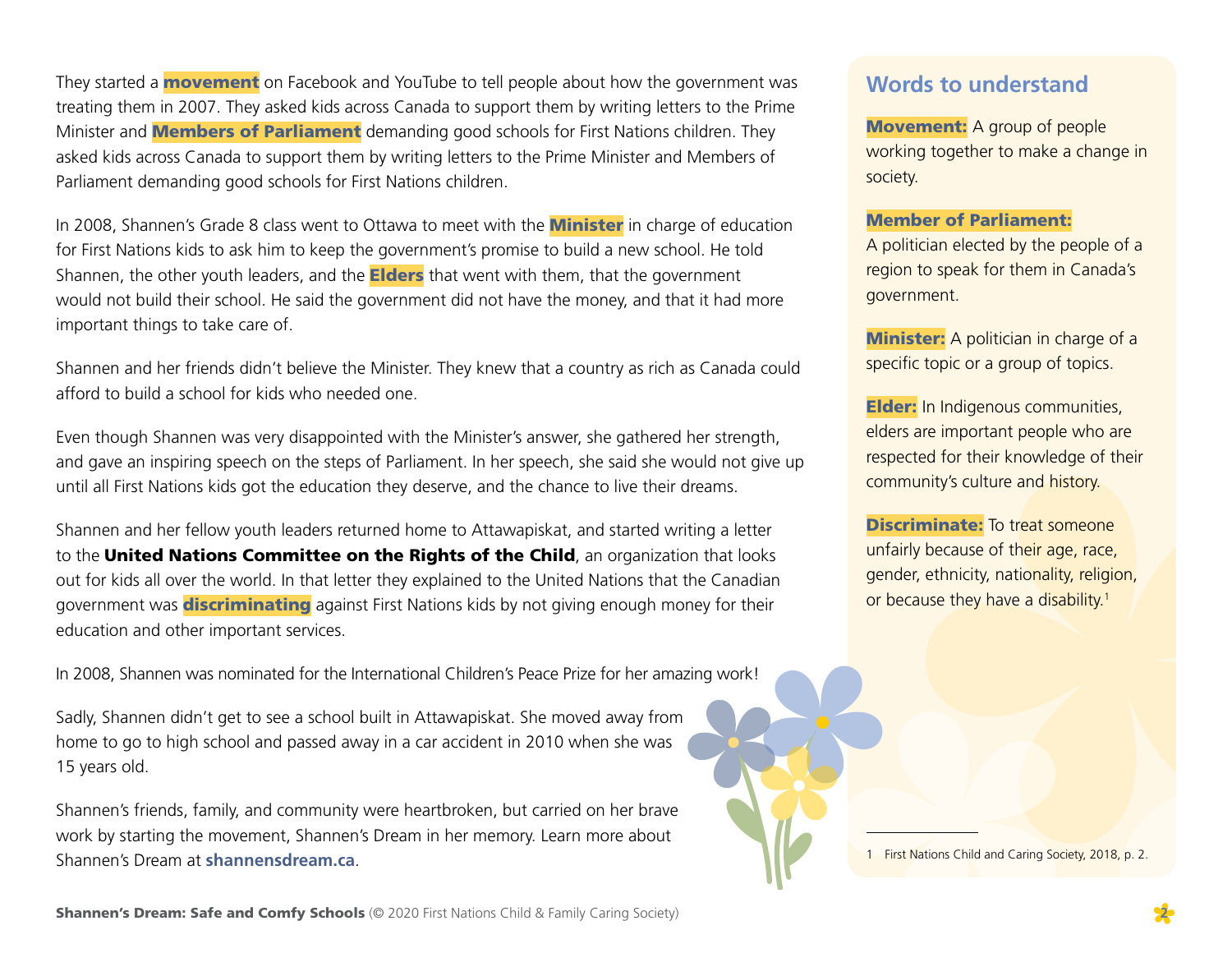They started a **movement** on Facebook and YouTube to tell people about how the government was treating them in 2007. They asked kids across Canada to support them by writing letters to the Prime Minister and **Members of Parliament** demanding good schools for First Nations children. They asked kids across Canada to support them by writing letters to the Prime Minister and Members of Parliament demanding good schools for First Nations children.

In 2008, Shannen's Grade 8 class went to Ottawa to meet with the **Minister** in charge of education for First Nations kids to ask him to keep the government's promise to build a new school. He told Shannen, the other youth leaders, and the **Elders** that went with them, that the government would not build their school. He said the government did not have the money, and that it had more important things to take care of.

Shannen and her friends didn't believe the Minister. They knew that a country as rich as Canada could afford to build a school for kids who needed one.

Even though Shannen was very disappointed with the Minister's answer, she gathered her strength, and gave an inspiring speech on the steps of Parliament. In her speech, she said she would not give up until all First Nations kids got the education they deserve, and the chance to live their dreams.

Shannen and her fellow youth leaders returned home to Attawapiskat, and started writing a letter to the **United Nations Committee on the Rights of the Child**, an organization that looks out for kids all over the world. In that letter they explained to the United Nations that the Canadian government was **discriminating** against First Nations kids by not giving enough money for their education and other important services.

In 2008, Shannen was nominated for the International Children's Peace Prize for her amazing work!

Sadly, Shannen didn't get to see a school built in Attawapiskat. She moved away from home to go to high school and passed away in a car accident in 2010 when she was 15 years old.

Shannen's friends, family, and community were heartbroken, but carried on her brave work by starting the movement, Shannen's Dream in her memory. Learn more about Shannen's Dream at **shannensdream.ca**.

## Words to understand

**Movement:** A group of people working together to make a change in society.

**Member of Parliament:** A politician elected by the people of a region to speak for them in Canada's government.

**Minister:** A politician in charge of a specific topic or a group of topics.

**Elder:** In Indigenous communities, elders are important people who are respected for their knowledge of their community's culture and history.

**Discriminate:** To treat someone unfairly because of their age, race, gender, ethnicity, nationality, religion, or because they have a disability.[1]

1 First Nations Child and Caring Society, 2018, p. 2.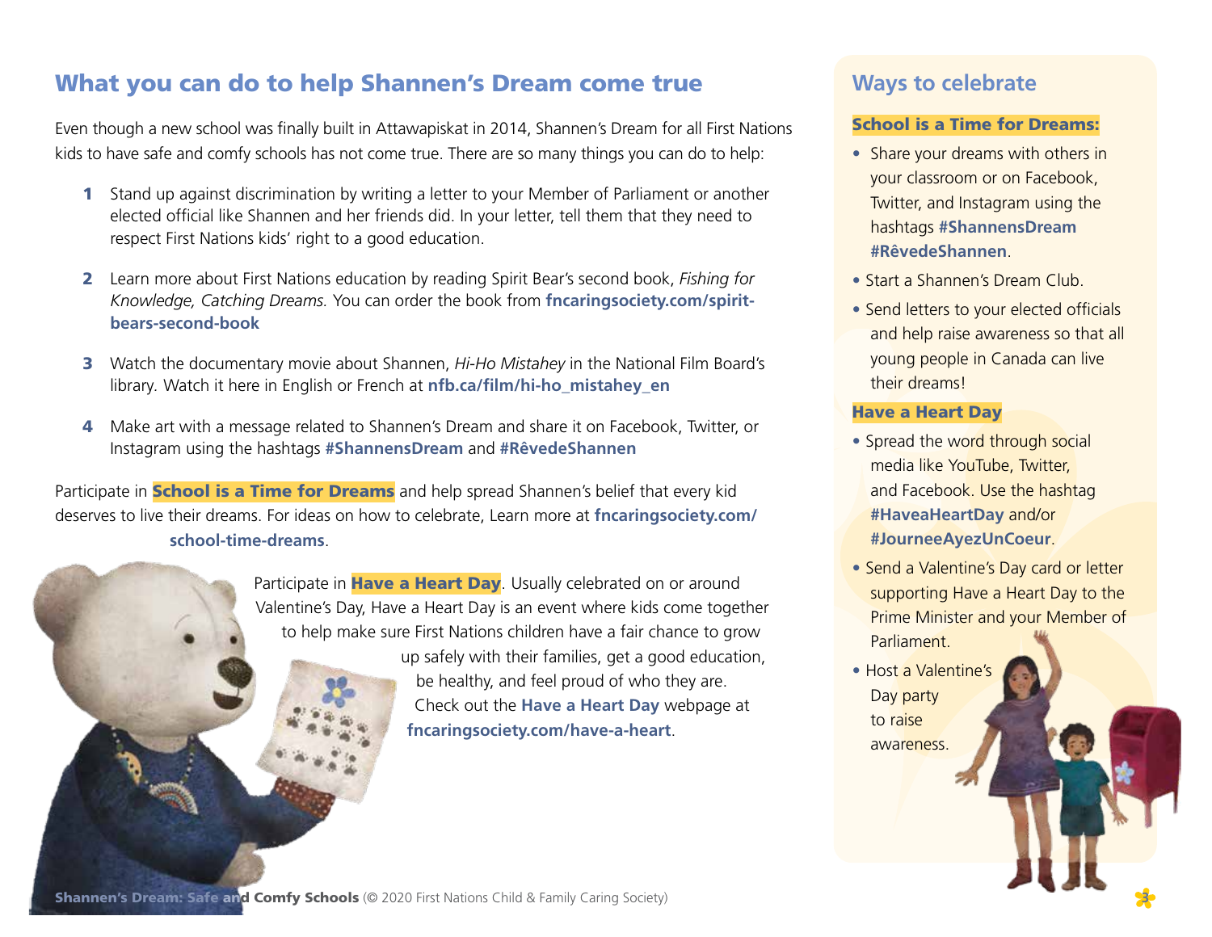## What you can do to help Shannen's Dream come true

Even though a new school was finally built in Attawapiskat in 2014, Shannen's Dream for all First Nations kids to have safe and comfy schools has not come true. There are so many things you can do to help:

1. Stand up against discrimination by writing a letter to your Member of Parliament or another elected official like Shannen and her friends did. In your letter, tell them that they need to respect First Nations kids' right to a good education.
2. Learn more about First Nations education by reading Spirit Bear's second book, *Fishing for Knowledge, Catching Dreams.* You can order the book from **fncaringsociety.com/spirit-bears-second-book**
3. Watch the documentary movie about Shannen, *Hi-Ho Mistahey* in the National Film Board's library. Watch it here in English or French at **nfb.ca/film/hi-ho_mistahey_en**
4. Make art with a message related to Shannen's Dream and share it on Facebook, Twitter, or Instagram using the hashtags **#ShannensDream** and **#RêvedeShannen**

Participate in **School is a Time for Dreams** and help spread Shannen's belief that every kid deserves to live their dreams. For ideas on how to celebrate, Learn more at **fncaringsociety.com/school-time-dreams**.

Participate in **Have a Heart Day**. Usually celebrated on or around Valentine's Day, Have a Heart Day is an event where kids come together to help make sure First Nations children have a fair chance to grow up safely with their families, get a good education, be healthy, and feel proud of who they are. Check out the **Have a Heart Day** webpage at **fncaringsociety.com/have-a-heart**.

## Ways to celebrate

**School is a Time for Dreams:**

- Share your dreams with others in your classroom or on Facebook, Twitter, and Instagram using the hashtags **#ShannensDream #RêvedeShannen**.
- Start a Shannen's Dream Club.
- Send letters to your elected officials and help raise awareness so that all young people in Canada can live their dreams!

**Have a Heart Day**

- Spread the word through social media like YouTube, Twitter, and Facebook. Use the hashtag **#HaveaHeartDay** and/or **#JourneeAyezUnCoeur**.
- Send a Valentine's Day card or letter supporting Have a Heart Day to the Prime Minister and your Member of Parliament.
- Host a Valentine's Day party to raise awareness.

**Shannen's Dream: Safe and Comfy Schools** (© 2020 First Nations Child & Family Caring Society)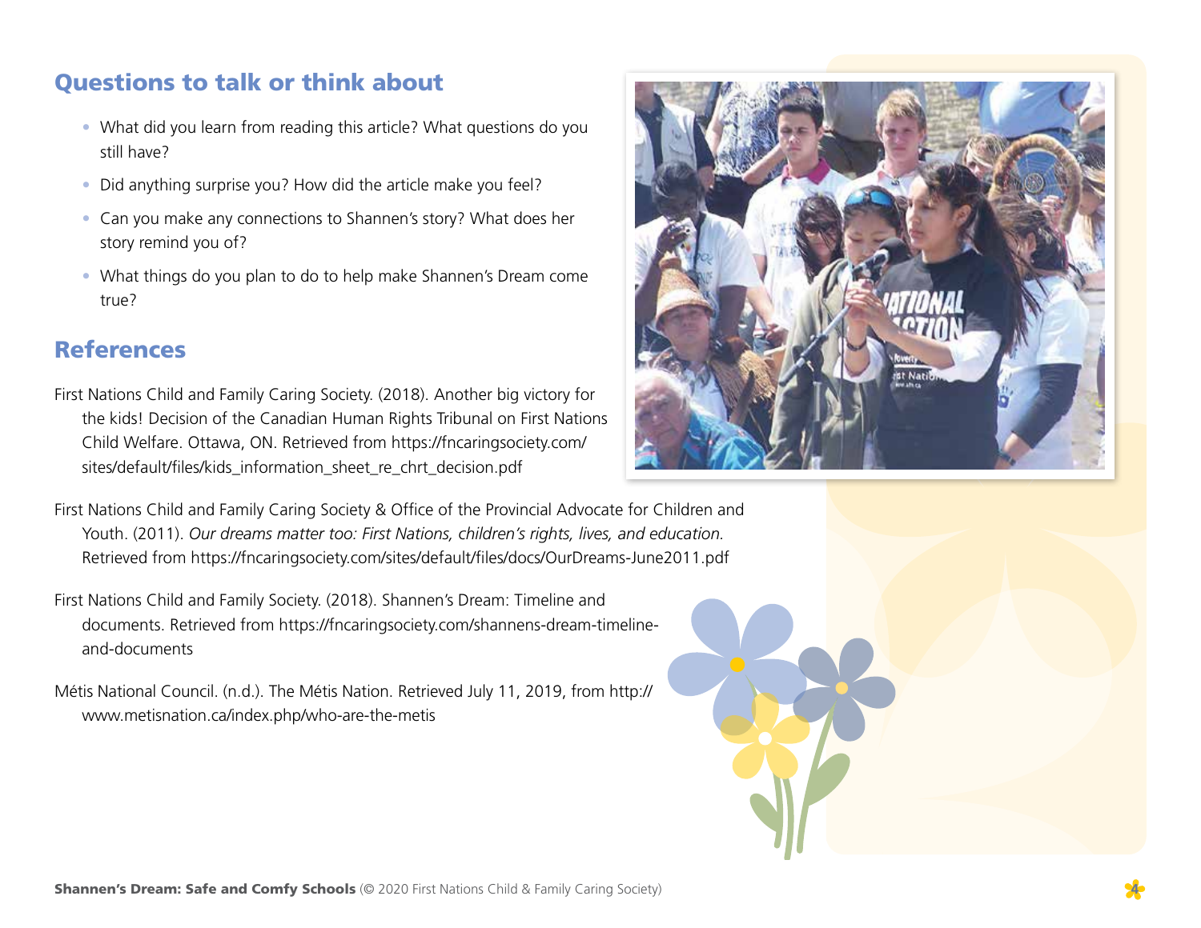## Questions to talk or think about

- What did you learn from reading this article? What questions do you still have?
- Did anything surprise you? How did the article make you feel?
- Can you make any connections to Shannen's story? What does her story remind you of?
- What things do you plan to do to help make Shannen's Dream come true?

## References

First Nations Child and Family Caring Society. (2018). Another big victory for the kids! Decision of the Canadian Human Rights Tribunal on First Nations Child Welfare. Ottawa, ON. Retrieved from https://fncaringsociety.com/sites/default/files/kids_information_sheet_re_chrt_decision.pdf

First Nations Child and Family Caring Society & Office of the Provincial Advocate for Children and Youth. (2011). *Our dreams matter too: First Nations, children's rights, lives, and education*. Retrieved from https://fncaringsociety.com/sites/default/files/docs/OurDreams-June2011.pdf

First Nations Child and Family Society. (2018). Shannen's Dream: Timeline and documents. Retrieved from https://fncaringsociety.com/shannens-dream-timeline-and-documents

Métis National Council. (n.d.). The Métis Nation. Retrieved July 11, 2019, from http://www.metisnation.ca/index.php/who-are-the-metis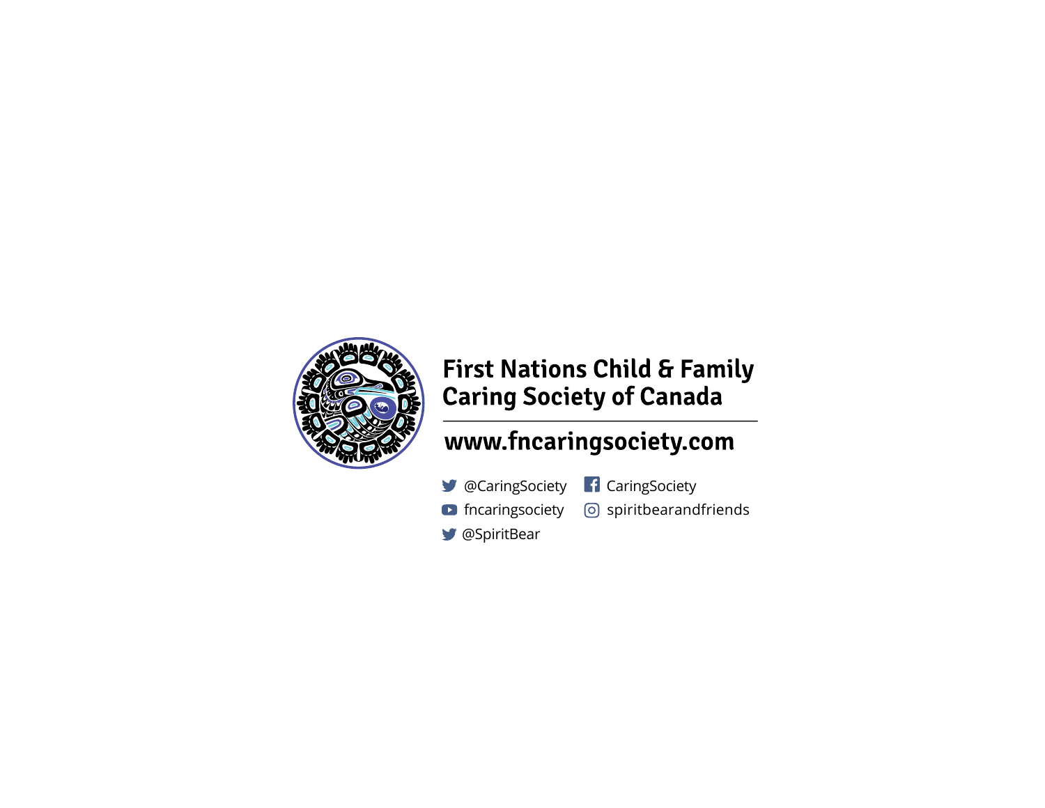**First Nations Child & Family Caring Society of Canada**

---

**www.fncaringsociety.com**

@CaringSociety
CaringSociety
fncaringsociety
spiritbearandfriends
@SpiritBear